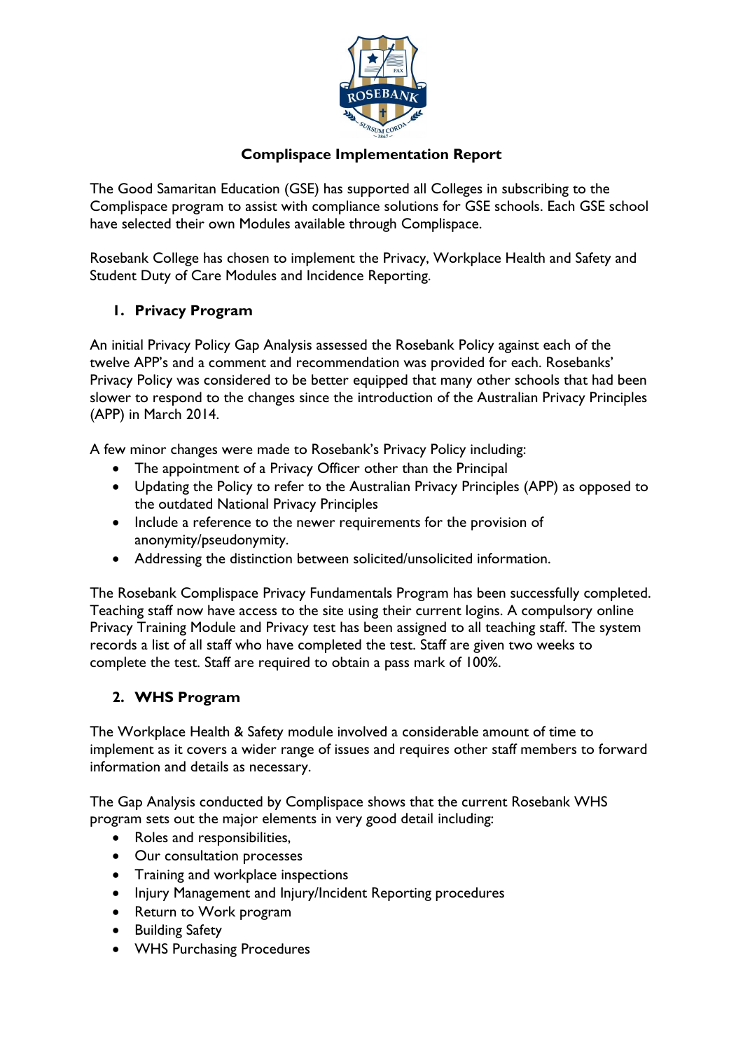# Complispace Implementation Report

The Good Samaritan Education (GSE) has supported all Colleges in subscribing to the Complispace program to assist with compliance solutions for GSE schools. Each GSE school have selected their own Modules available through Complispace.

Rosebank College has chosen to implement the Privacy, Workplace Health and Safety and Student Duty of Care Modules and Incidence Reporting.

## 1. Privacy Program

An initial Privacy Policy Gap Analysis assessed the Rosebank Policy against each of the twelve APP's and a comment and recommendation was provided for each. Rosebanks' Privacy Policy was considered to be better equipped that many other schools that had been slower to respond to the changes since the introduction of the Australian Privacy Principles (APP) in March 2014.

A few minor changes were made to Rosebank's Privacy Policy including:

- The appointment of a Privacy Officer other than the Principal
- Updating the Policy to refer to the Australian Privacy Principles (APP) as opposed to the outdated National Privacy Principles
- Include a reference to the newer requirements for the provision of anonymity/pseudonymity.
- Addressing the distinction between solicited/unsolicited information.

The Rosebank Complispace Privacy Fundamentals Program has been successfully completed. Teaching staff now have access to the site using their current logins. A compulsory online Privacy Training Module and Privacy test has been assigned to all teaching staff. The system records a list of all staff who have completed the test. Staff are given two weeks to complete the test. Staff are required to obtain a pass mark of 100%.

## 2. WHS Program

The Workplace Health & Safety module involved a considerable amount of time to implement as it covers a wider range of issues and requires other staff members to forward information and details as necessary.

The Gap Analysis conducted by Complispace shows that the current Rosebank WHS program sets out the major elements in very good detail including:

- Roles and responsibilities,
- Our consultation processes
- Training and workplace inspections
- Injury Management and Injury/Incident Reporting procedures
- Return to Work program
- Building Safety
- WHS Purchasing Procedures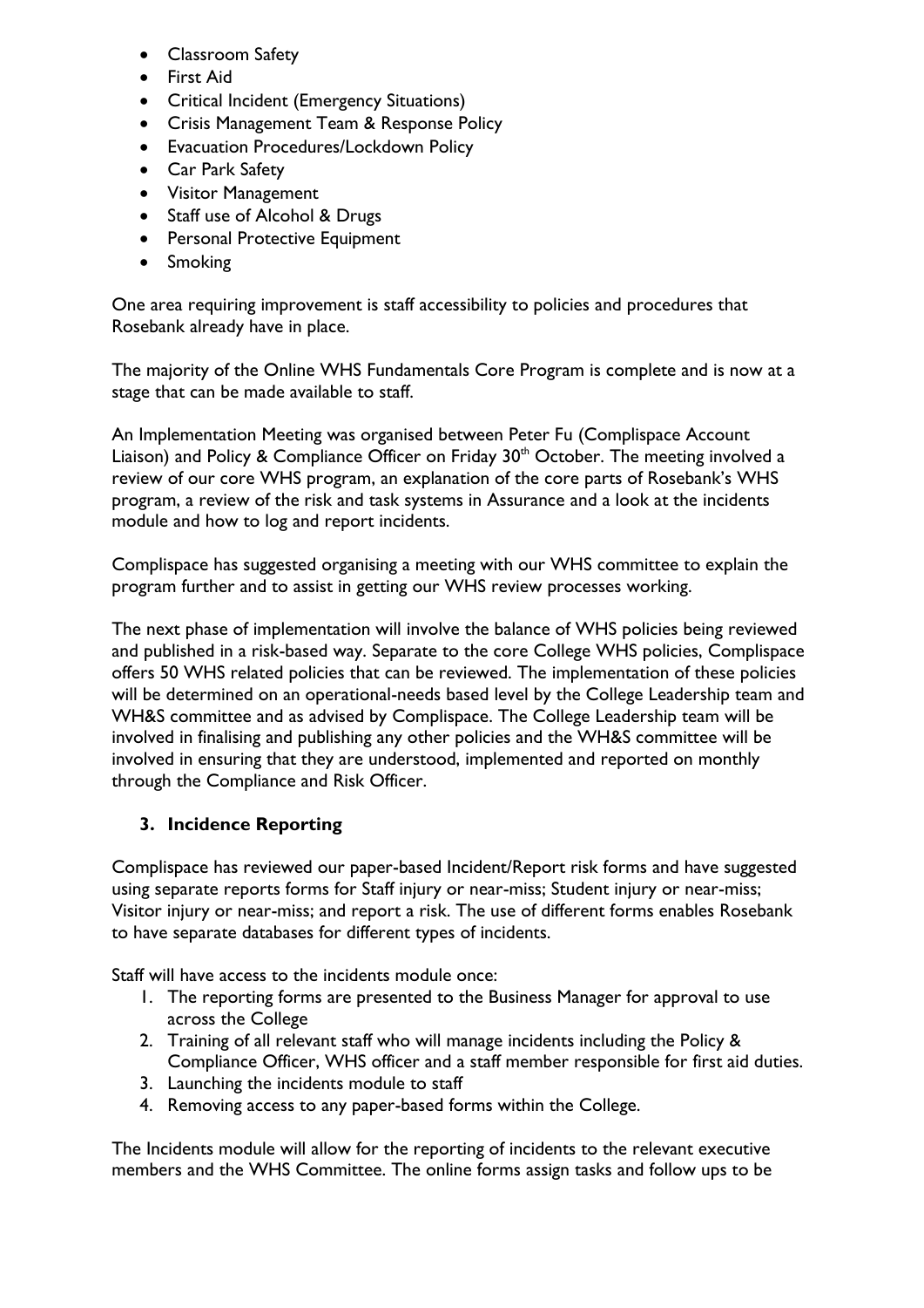- Classroom Safety
- First Aid
- Critical Incident (Emergency Situations)
- Crisis Management Team & Response Policy
- Evacuation Procedures/Lockdown Policy
- Car Park Safety
- Visitor Management
- Staff use of Alcohol & Drugs
- Personal Protective Equipment
- Smoking

One area requiring improvement is staff accessibility to policies and procedures that Rosebank already have in place.

The majority of the Online WHS Fundamentals Core Program is complete and is now at a stage that can be made available to staff.

An Implementation Meeting was organised between Peter Fu (Complispace Account Liaison) and Policy & Compliance Officer on Friday 30th October. The meeting involved a review of our core WHS program, an explanation of the core parts of Rosebank's WHS program, a review of the risk and task systems in Assurance and a look at the incidents module and how to log and report incidents.

Complispace has suggested organising a meeting with our WHS committee to explain the program further and to assist in getting our WHS review processes working.

The next phase of implementation will involve the balance of WHS policies being reviewed and published in a risk-based way. Separate to the core College WHS policies, Complispace offers 50 WHS related policies that can be reviewed. The implementation of these policies will be determined on an operational-needs based level by the College Leadership team and WH&S committee and as advised by Complispace. The College Leadership team will be involved in finalising and publishing any other policies and the WH&S committee will be involved in ensuring that they are understood, implemented and reported on monthly through the Compliance and Risk Officer.

### 3. Incidence Reporting

Complispace has reviewed our paper-based Incident/Report risk forms and have suggested using separate reports forms for Staff injury or near-miss; Student injury or near-miss; Visitor injury or near-miss; and report a risk. The use of different forms enables Rosebank to have separate databases for different types of incidents.

Staff will have access to the incidents module once:

1. The reporting forms are presented to the Business Manager for approval to use across the College
2. Training of all relevant staff who will manage incidents including the Policy & Compliance Officer, WHS officer and a staff member responsible for first aid duties.
3. Launching the incidents module to staff
4. Removing access to any paper-based forms within the College.

The Incidents module will allow for the reporting of incidents to the relevant executive members and the WHS Committee. The online forms assign tasks and follow ups to be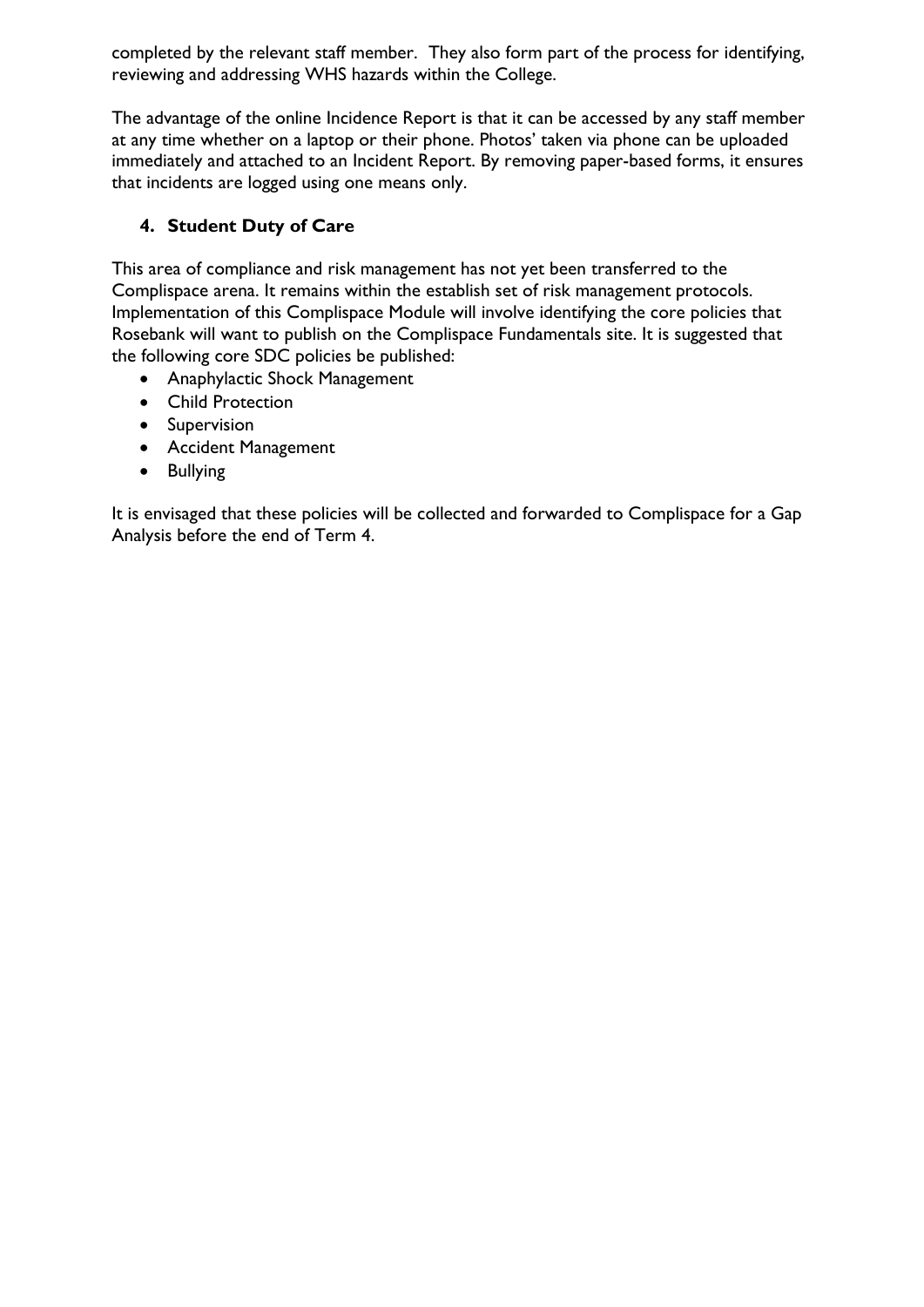completed by the relevant staff member. They also form part of the process for identifying, reviewing and addressing WHS hazards within the College.

The advantage of the online Incidence Report is that it can be accessed by any staff member at any time whether on a laptop or their phone. Photos' taken via phone can be uploaded immediately and attached to an Incident Report. By removing paper-based forms, it ensures that incidents are logged using one means only.

### 4. Student Duty of Care

This area of compliance and risk management has not yet been transferred to the Complispace arena. It remains within the establish set of risk management protocols. Implementation of this Complispace Module will involve identifying the core policies that Rosebank will want to publish on the Complispace Fundamentals site. It is suggested that the following core SDC policies be published:

- Anaphylactic Shock Management
- Child Protection
- Supervision
- Accident Management
- Bullying

It is envisaged that these policies will be collected and forwarded to Complispace for a Gap Analysis before the end of Term 4.